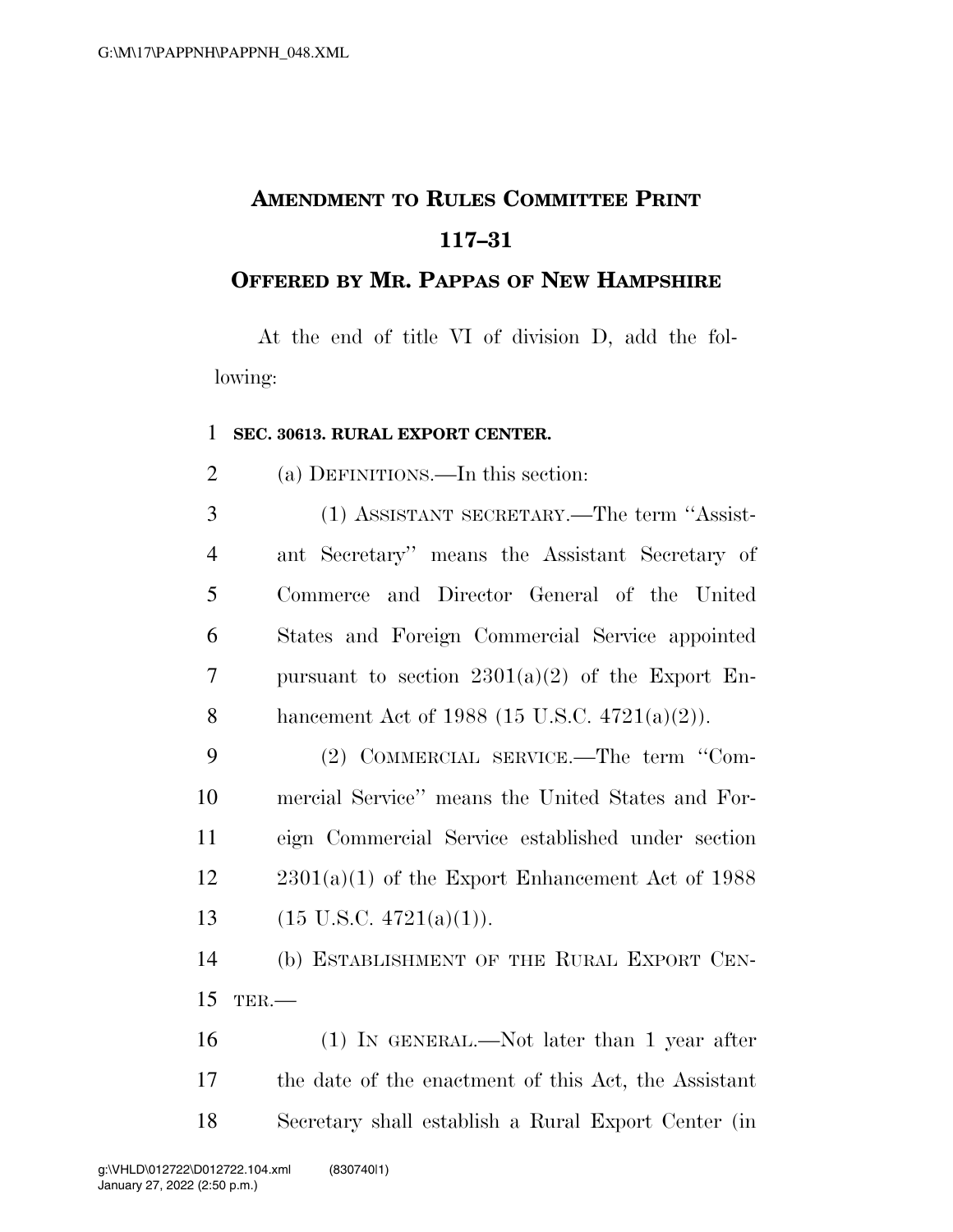# AMENDMENT TO RULES COMMITTEE PRINT 117–31

## OFFERED BY MR. PAPPAS OF NEW HAMPSHIRE

At the end of title VI of division D, add the following:

**SEC. 30613. RURAL EXPORT CENTER.**

(a) DEFINITIONS.—In this section:

(1) ASSISTANT SECRETARY.—The term ''Assistant Secretary'' means the Assistant Secretary of Commerce and Director General of the United States and Foreign Commercial Service appointed pursuant to section 2301(a)(2) of the Export Enhancement Act of 1988 (15 U.S.C. 4721(a)(2)).

(2) COMMERCIAL SERVICE.—The term ''Commercial Service'' means the United States and Foreign Commercial Service established under section 2301(a)(1) of the Export Enhancement Act of 1988 (15 U.S.C. 4721(a)(1)).

(b) ESTABLISHMENT OF THE RURAL EXPORT CENTER.—

(1) IN GENERAL.—Not later than 1 year after the date of the enactment of this Act, the Assistant Secretary shall establish a Rural Export Center (in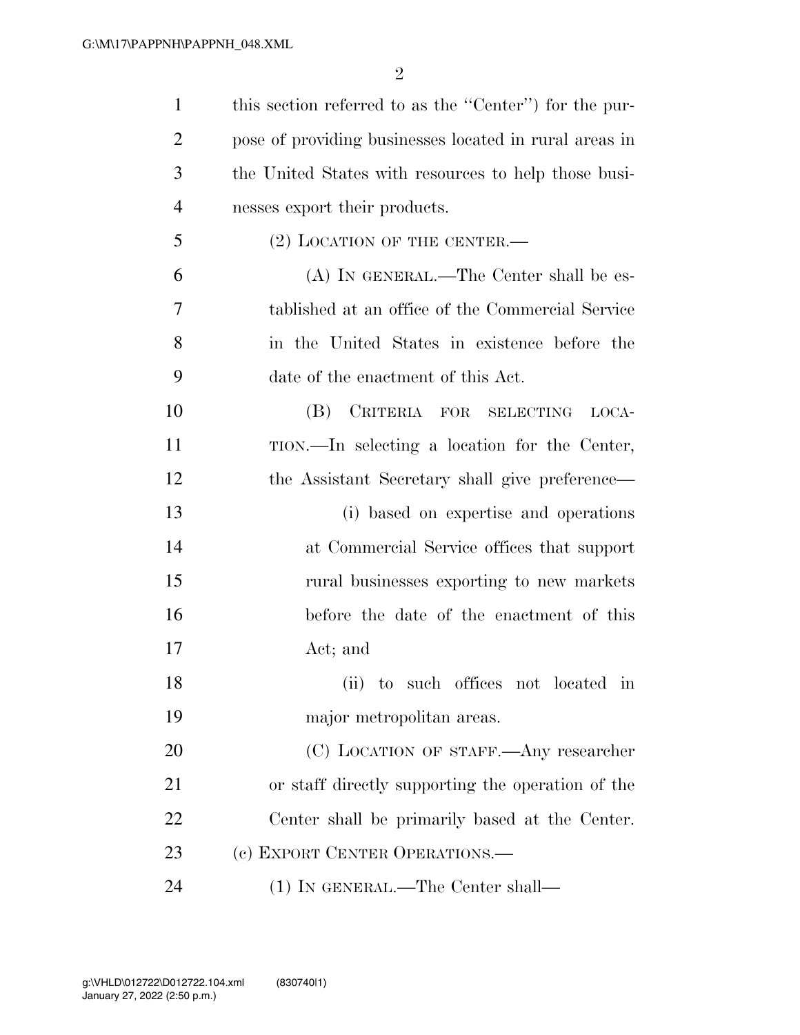this section referred to as the "Center") for the purpose of providing businesses located in rural areas in the United States with resources to help those businesses export their products.

(2) LOCATION OF THE CENTER.—

(A) IN GENERAL.—The Center shall be established at an office of the Commercial Service in the United States in existence before the date of the enactment of this Act.

(B) CRITERIA FOR SELECTING LOCATION.—In selecting a location for the Center, the Assistant Secretary shall give preference—

(i) based on expertise and operations at Commercial Service offices that support rural businesses exporting to new markets before the date of the enactment of this Act; and

(ii) to such offices not located in major metropolitan areas.

(C) LOCATION OF STAFF.—Any researcher or staff directly supporting the operation of the Center shall be primarily based at the Center.

(c) EXPORT CENTER OPERATIONS.—

(1) IN GENERAL.—The Center shall—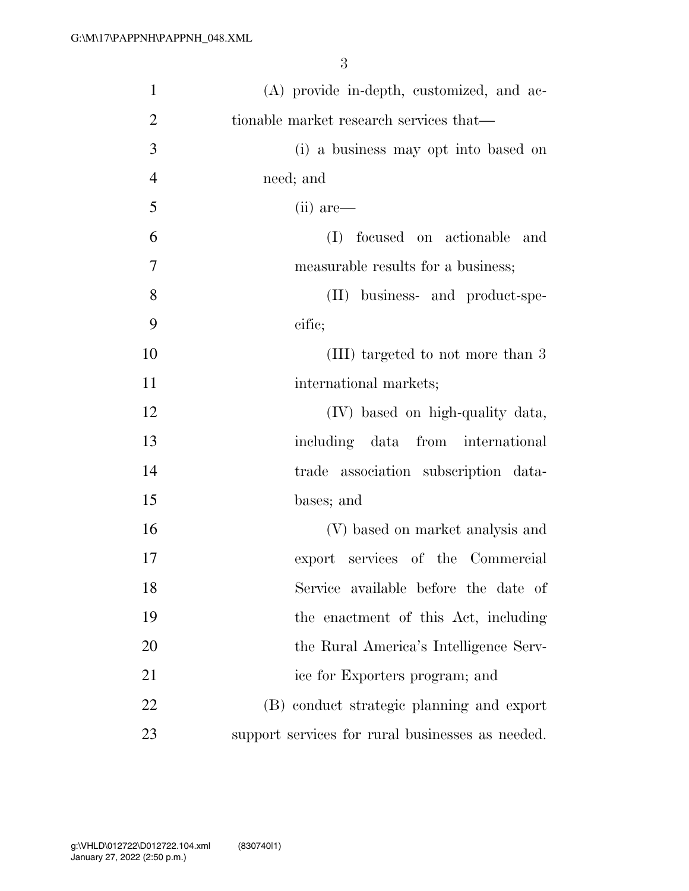(A) provide in-depth, customized, and actionable market research services that—

(i) a business may opt into based on need; and

(ii) are—

(I) focused on actionable and measurable results for a business;

(II) business- and product-specific;

(III) targeted to not more than 3 international markets;

(IV) based on high-quality data, including data from international trade association subscription databases; and

(V) based on market analysis and export services of the Commercial Service available before the date of the enactment of this Act, including the Rural America's Intelligence Service for Exporters program; and

(B) conduct strategic planning and export support services for rural businesses as needed.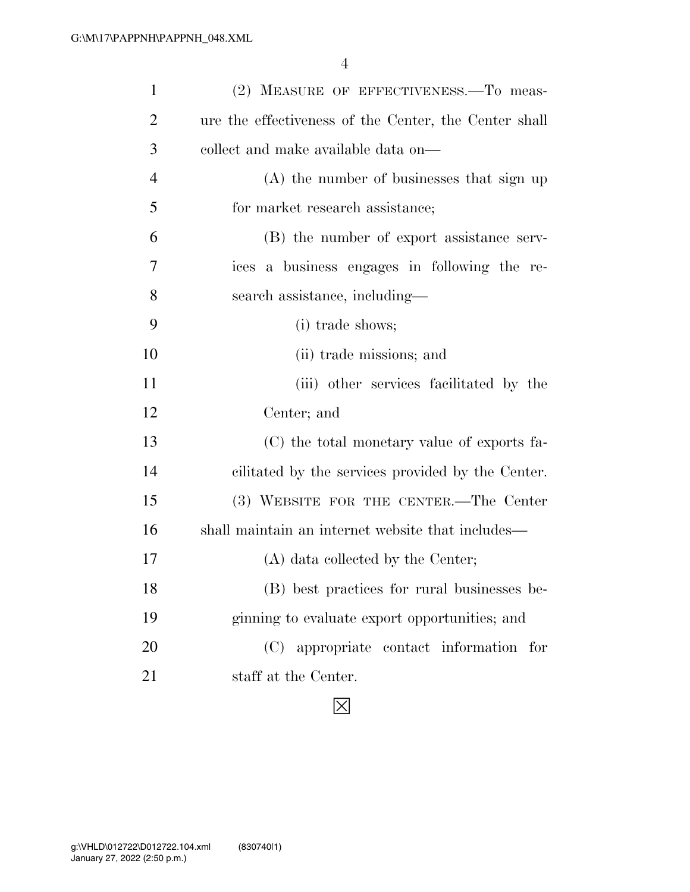(2) MEASURE OF EFFECTIVENESS.—To measure the effectiveness of the Center, the Center shall collect and make available data on—

(A) the number of businesses that sign up for market research assistance;

(B) the number of export assistance services a business engages in following the research assistance, including—

(i) trade shows;

(ii) trade missions; and

(iii) other services facilitated by the Center; and

(C) the total monetary value of exports facilitated by the services provided by the Center.

(3) WEBSITE FOR THE CENTER.—The Center shall maintain an internet website that includes—

(A) data collected by the Center;

(B) best practices for rural businesses beginning to evaluate export opportunities; and

(C) appropriate contact information for staff at the Center.